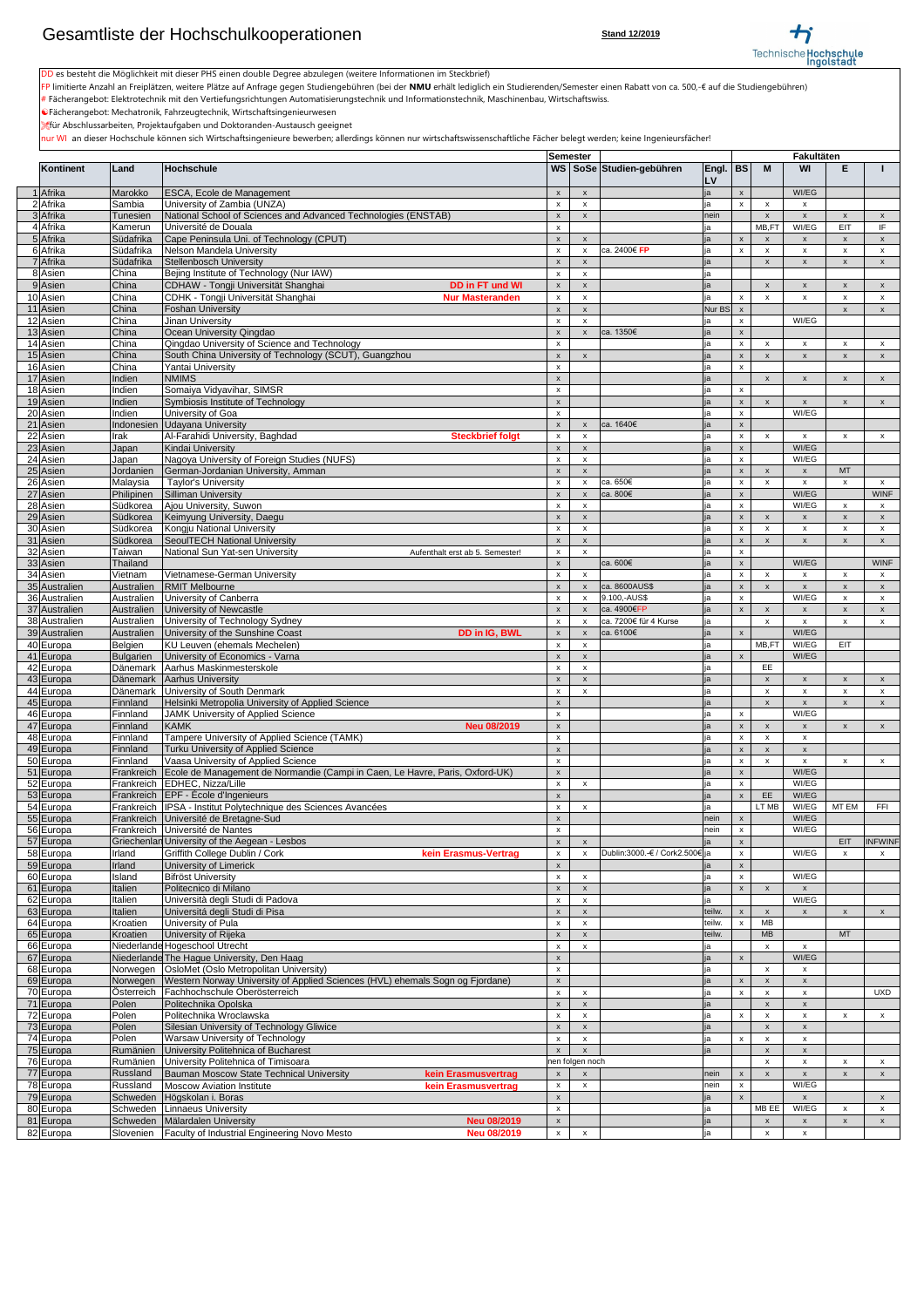# Gesamtliste der Hochschulkooperationen

**Stand 12/2019**

Technische Hochschule Ingolstadt

DD es besteht die Möglichkeit mit dieser PHS einen double Degree abzulegen (weitere Informationen im Steckbrief)

FP limitierte Anzahl an Freiplätzen, weitere Plätze auf Anfrage gegen Studiengebühren (bei der **NMU** erhält lediglich ein Studierenden/Semester einen Rabatt von ca. 500,-€ auf die Studiengebühren)

\# Fächerangebot: Elektrotechnik mit den Vertiefungsrichtungen Automatisierungstechnik und Informationstechnik, Maschinenbau, Wirtschaftswiss.

Fächerangebot: Mechatronik, Fahrzeugtechnik, Wirtschaftsingenieurwesen

für Abschlussarbeiten, Projektaufgaben und Doktoranden-Austausch geeignet

nur WI an dieser Hochschule können sich Wirtschaftsingenieure bewerben; allerdings können nur wirtschaftswissenschaftliche Fächer belegt werden; keine Ingenieursfächer!

| | Kontinent | Land | Hochschule | | Semester WS | SoSe | Studien-gebühren | Engl. LV | Fakultäten BS | M | WI | E | I |
|---|---|---|---|---|---|---|---|---|---|---|---|---|---|
| 1 | Afrika | Marokko | ESCA, Ecole de Management | | x | x | | ja | x | | WI/EG | | |
| 2 | Afrika | Sambia | University of Zambia (UNZA) | | x | x | | ja | x | x | x | | |
| 3 | Afrika | Tunesien | National School of Sciences and Advanced Technologies (ENSTAB) | | x | x | | nein | | x | x | x | x |
| 4 | Afrika | Kamerun | Université de Douala | | x | | | ja | | MB,FT | WI/EG | EIT | IF |
| 5 | Afrika | Südafrika | Cape Peninsula Uni. of Technology (CPUT) | | x | x | | ja | x | x | x | x | x |
| 6 | Afrika | Südafrika | Nelson Mandela University | | x | x | ca. 2400€ FP | ja | x | x | x | x | x |
| 7 | Afrika | Südafrika | Stellenbosch University | | x | x | | ja | | x | x | x | x |
| 8 | Asien | China | Bejing Institute of Technology (Nur IAW) | | x | x | | ja | | | | | |
| 9 | Asien | China | CDHAW - Tongji Universität Shanghai | DD in FT und WI | x | x | | ja | | x | x | x | x |
| 10 | Asien | China | CDHK - Tongji Universität Shanghai | Nur Masteranden | x | x | | ja | x | x | x | x | x |
| 11 | Asien | China | Foshan University | | x | x | | Nur BS | x | | | x | x |
| 12 | Asien | China | Jinan University | | x | x | | ja | x | | WI/EG | | |
| 13 | Asien | China | Ocean University Qingdao | | x | x | ca. 1350€ | ja | x | | | | |
| 14 | Asien | China | Qingdao University of Science and Technology | | x | | | ja | x | x | x | x | x |
| 15 | Asien | China | South China University of Technology (SCUT), Guangzhou | | x | x | | ja | x | x | x | x | x |
| 16 | Asien | China | Yantai University | | x | | | ja | x | | | | |
| 17 | Asien | Indien | NMIMS | | x | | | ja | | x | x | x | x |
| 18 | Asien | Indien | Somaiya Vidyavihar, SIMSR | | x | | | ja | x | | | | |
| 19 | Asien | Indien | Symbiosis Institute of Technology | | x | | | ja | x | x | x | x | x |
| 20 | Asien | Indien | University of Goa | | x | | | ja | x | | WI/EG | | |
| 21 | Asien | Indonesien | Udayana University | | x | x | ca. 1640€ | ja | x | | | | |
| 22 | Asien | Irak | Al-Farahidi University, Baghdad | Steckbrief folgt | x | x | | ja | x | x | x | x | x |
| 23 | Asien | Japan | Kindai University | | x | x | | ja | x | | WI/EG | | |
| 24 | Asien | Japan | Nagoya University of Foreign Studies (NUFS) | | x | x | | ja | x | | WI/EG | | |
| 25 | Asien | Jordanien | German-Jordanian University, Amman | | x | x | | ja | x | x | x | MT | |
| 26 | Asien | Malaysia | Taylor's University | | x | x | ca. 650€ | ja | x | x | x | x | x |
| 27 | Asien | Philipinen | Silliman University | | x | x | ca. 800€ | ja | x | | WI/EG | | WINF |
| 28 | Asien | Südkorea | Ajou University, Suwon | | x | x | | ja | x | | WI/EG | x | x |
| 29 | Asien | Südkorea | Keimyung University, Daegu | | x | x | | ja | x | x | x | x | x |
| 30 | Asien | Südkorea | Kongju National University | | x | x | | ja | x | x | x | x | x |
| 31 | Asien | Südkorea | SeoulTECH National University | | x | x | | ja | x | x | x | x | x |
| 32 | Asien | Taiwan | National Sun Yat-sen University | Aufenthalt erst ab 5. Semester! | x | x | | ja | x | | | | |
| 33 | Asien | Thailand | | | x | | ca. 600€ | ja | x | | WI/EG | | WINF |
| 34 | Asien | Vietnam | Vietnamese-German University | | x | x | | ja | x | x | x | x | x |
| 35 | Australien | Australien | RMIT Melbourne | | x | x | ca. 8600AUS$ | ja | x | x | x | x | x |
| 36 | Australien | Australien | University of Canberra | | x | x | 9.100,-AUS$ | ja | x | | WI/EG | x | x |
| 37 | Australien | Australien | University of Newcastle | | x | x | ca. 4900€FP | ja | x | x | x | x | x |
| 38 | Australien | Australien | University of Technology Sydney | | x | x | ca. 7200€ für 4 Kurse | ja | | x | x | x | x |
| 39 | Australien | Australien | University of the Sunshine Coast | DD in IG, BWL | x | x | ca. 6100€ | ja | x | | WI/EG | | |
| 40 | Europa | Belgien | KU Leuven (ehemals Mechelen) | | x | x | | ja | | MB,FT | WI/EG | EIT | |
| 41 | Europa | Bulgarien | University of Economics - Varna | | x | x | | ja | x | | WI/EG | | |
| 42 | Europa | Dänemark | Aarhus Maskinmesterskole | | x | x | | ja | | EE | | | |
| 43 | Europa | Dänemark | Aarhus University | | x | x | | ja | | x | x | x | x |
| 44 | Europa | Dänemark | University of South Denmark | | x | x | | ja | | x | x | x | x |
| 45 | Europa | Finnland | Helsinki Metropolia University of Applied Science | | x | | | ja | | x | x | x | x |
| 46 | Europa | Finnland | JAMK University of Applied Science | | x | | | ja | x | | WI/EG | | |
| 47 | Europa | Finnland | KAMK | Neu 08/2019 | x | | | ja | x | x | x | x | x |
| 48 | Europa | Finnland | Tampere University of Applied Science (TAMK) | | x | | | ja | x | x | x | | |
| 49 | Europa | Finnland | Turku University of Applied Science | | x | | | ja | x | x | x | | |
| 50 | Europa | Finnland | Vaasa University of Applied Science | | x | | | ja | x | x | x | x | x |
| 51 | Europa | Frankreich | Ecole de Management de Normandie (Campi in Caen, Le Havre, Paris, Oxford-UK) | | x | | | ja | x | | WI/EG | | |
| 52 | Europa | Frankreich | EDHEC, Nizza/Lille | | x | x | | ja | x | | WI/EG | | |
| 53 | Europa | Frankreich | EPF - École d'Ingenieurs | | x | | | ja | x | EE | WI/EG | | |
| 54 | Europa | Frankreich | IPSA - Institut Polytechnique des Sciences Avancées | | x | x | | ja | | LT MB | WI/EG | MT EM | FFI |
| 55 | Europa | Frankreich | Université de Bretagne-Sud | | x | | | nein | x | | WI/EG | | |
| 56 | Europa | Frankreich | Université de Nantes | | x | | | nein | x | | WI/EG | | |
| 57 | Europa | Griechenland | University of the Aegean - Lesbos | | x | x | | ja | x | | | EIT | INFWINF |
| 58 | Europa | Irland | Griffith College Dublin / Cork | kein Erasmus-Vertrag | x | x | Dublin:3000.-€ / Cork2.500€ | ja | x | | WI/EG | x | x |
| 59 | Europa | Irland | University of Limerick | | x | | | ja | x | | | | |
| 60 | Europa | Island | Bifröst University | | x | x | | ja | x | | WI/EG | | |
| 61 | Europa | Italien | Politecnico di Milano | | x | x | | ja | x | x | x | | |
| 62 | Europa | Italien | Università degli Studi di Padova | | x | x | | ja | | | WI/EG | | |
| 63 | Europa | Italien | Universitá degli Studi di Pisa | | x | x | | teilw. | x | x | x | x | x |
| 64 | Europa | Kroatien | University of Pula | | x | x | | teilw. | x | MB | | | |
| 65 | Europa | Kroatien | University of Rijeka | | x | x | | teilw. | | MB | | MT | |
| 66 | Europa | Niederlande | Hogeschool Utrecht | | x | x | | ja | | x | x | | |
| 67 | Europa | Niederlande | The Hague University, Den Haag | | x | | | ja | x | | WI/EG | | |
| 68 | Europa | Norwegen | OsloMet (Oslo Metropolitan University) | | x | | | ja | | x | x | | |
| 69 | Europa | Norwegen | Western Norway University of Applied Sciences (HVL) ehemals Sogn og Fjordane) | | x | | | ja | x | x | x | | |
| 70 | Europa | Österreich | Fachhochschule Oberösterreich | | x | x | | ja | x | x | x | | UXD |
| 71 | Europa | Polen | Politechnika Opolska | | x | x | | ja | | x | x | | |
| 72 | Europa | Polen | Politechnika Wroclawska | | x | x | | ja | x | x | x | x | x |
| 73 | Europa | Polen | Silesian University of Technology Gliwice | | x | x | | ja | | x | x | | |
| 74 | Europa | Polen | Warsaw University of Technology | | x | x | | ja | x | x | x | | |
| 75 | Europa | Rumänien | University Politehnica of Bucharest | | x | x | | ja | | x | x | | |
| 76 | Europa | Rumänien | University Politehnica of Timisoara | | nen folgen noch | | | | | x | x | x | x |
| 77 | Europa | Russland | Bauman Moscow State Technical University | kein Erasmusvertrag | x | x | | nein | x | x | x | x | x |
| 78 | Europa | Russland | Moscow Aviation Institute | kein Erasmusvertrag | x | x | | nein | x | | WI/EG | | |
| 79 | Europa | Schweden | Högskolan i. Boras | | x | | | ja | x | | x | | x |
| 80 | Europa | Schweden | Linnaeus University | | x | | | ja | | MB EE | WI/EG | x | x |
| 81 | Europa | Schweden | Mälardalen University | Neu 08/2019 | x | | | ja | | x | x | x | x |
| 82 | Europa | Slovenien | Faculty of Industrial Engineering Novo Mesto | Neu 08/2019 | x | x | | ja | | x | x | | |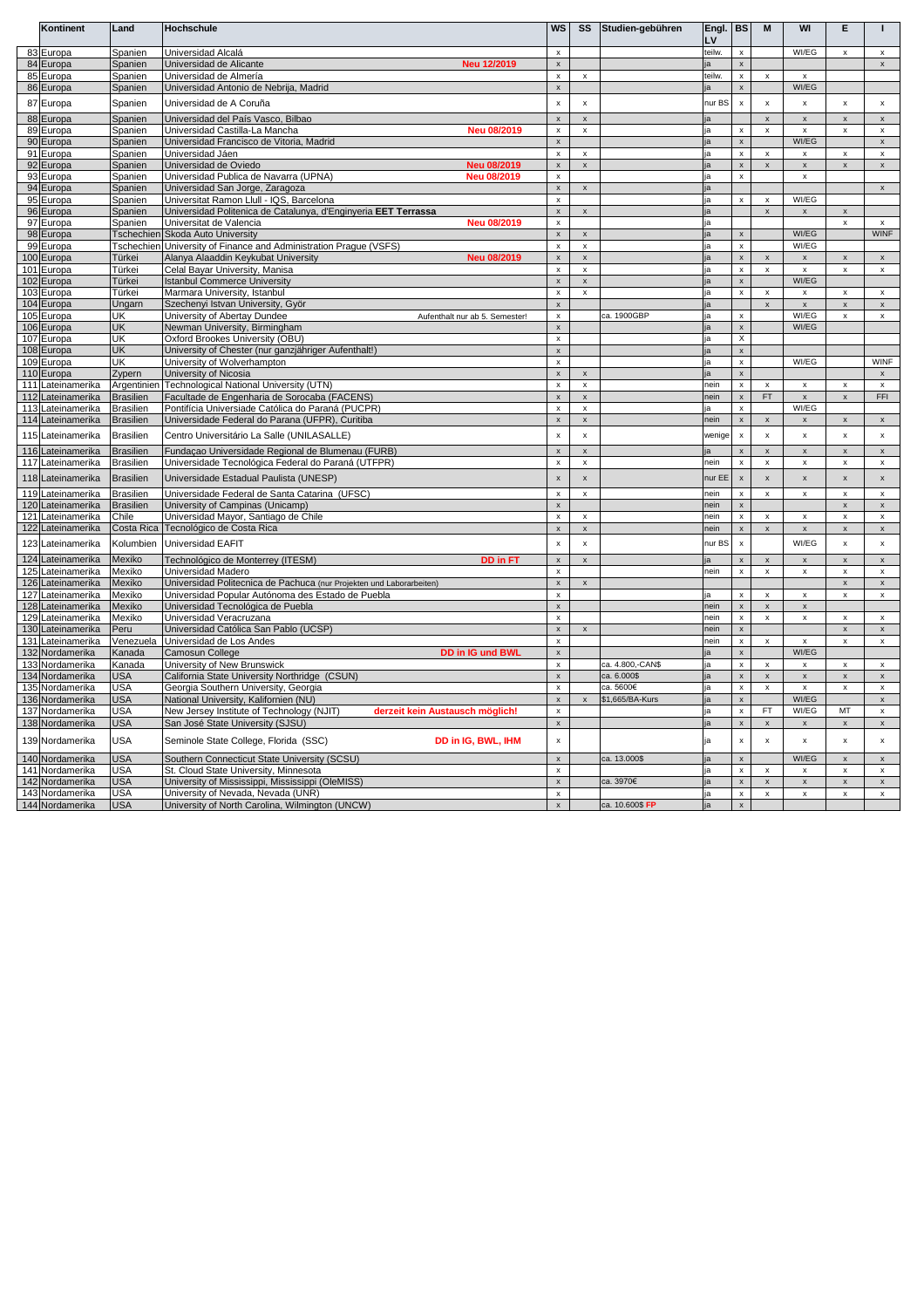| | Kontinent | Land | Hochschule | WS | SS | Studien-gebühren | Engl. LV | BS | M | WI | E | I |
|---|---|---|---|---|---|---|---|---|---|---|---|---|
| 83 | Europa | Spanien | Universidad Alcalá | x | | | teilw. | x | | WI/EG | x | x |
| 84 | Europa | Spanien | Universidad de Alicante Neu 12/2019 | x | | | ja | x | | | | x |
| 85 | Europa | Spanien | Universidad de Almería | x | x | | teilw. | x | x | x | | |
| 86 | Europa | Spanien | Universidad Antonio de Nebrija, Madrid | x | | | ja | x | | WI/EG | | |
| 87 | Europa | Spanien | Universidad de A Coruña | x | x | | nur BS | x | x | x | x | x |
| 88 | Europa | Spanien | Universidad del País Vasco, Bilbao | x | x | | ja | | x | x | x | x |
| 89 | Europa | Spanien | Universidad Castilla-La Mancha Neu 08/2019 | x | x | | ja | x | x | x | x | x |
| 90 | Europa | Spanien | Universidad Francisco de Vitoria, Madrid | x | | | ja | x | | WI/EG | | x |
| 91 | Europa | Spanien | Universidad Jáen | x | x | | ja | x | x | x | x | x |
| 92 | Europa | Spanien | Universidad de Oviedo Neu 08/2019 | x | x | | ja | x | x | x | x | x |
| 93 | Europa | Spanien | Universidad Publica de Navarra (UPNA) Neu 08/2019 | x | | | ja | x | | x | | |
| 94 | Europa | Spanien | Universidad San Jorge, Zaragoza | x | x | | ja | | | | | x |
| 95 | Europa | Spanien | Universitat Ramon Llull - IQS, Barcelona | x | | | ja | x | x | WI/EG | | |
| 96 | Europa | Spanien | Universidad Politenica de Catalunya, d'Enginyeria **EET Terrassa** | x | x | | ja | | x | x | x | |
| 97 | Europa | Spanien | Universitat de Valencia Neu 08/2019 | x | | | ja | | | | x | x |
| 98 | Europa | Tschechien | Skoda Auto University | x | x | | ja | x | | WI/EG | | WINF |
| 99 | Europa | Tschechien | University of Finance and Administration Prague (VSFS) | x | x | | ja | x | | WI/EG | | |
| 100 | Europa | Türkei | Alanya Alaaddin Keykubat University Neu 08/2019 | x | x | | ja | x | x | x | x | x |
| 101 | Europa | Türkei | Celal Bayar University, Manisa | x | x | | ja | x | x | x | x | x |
| 102 | Europa | Türkei | Istanbul Commerce University | x | x | | ja | x | | WI/EG | | |
| 103 | Europa | Türkei | Marmara University, Istanbul | x | x | | ja | x | x | x | x | x |
| 104 | Europa | Ungarn | Szechenyi Istvan University, Györ | x | | | ja | | x | x | x | x |
| 105 | Europa | UK | University of Abertay Dundee Aufenthalt nur ab 5. Semester! | x | | ca. 1900GBP | ja | x | | WI/EG | x | x |
| 106 | Europa | UK | Newman University, Birmingham | x | | | ja | x | | WI/EG | | |
| 107 | Europa | UK | Oxford Brookes University (OBU) | x | | | ja | X | | | | |
| 108 | Europa | UK | University of Chester (nur ganzjähriger Aufenthalt!) | x | | | ja | x | | | | |
| 109 | Europa | UK | University of Wolverhampton | x | | | ja | x | | WI/EG | | WINF |
| 110 | Europa | Zypern | University of Nicosia | x | x | | ja | x | | | | x |
| 111 | Lateinamerika | Argentinien | Technological National University (UTN) | x | x | | nein | x | x | x | x | x |
| 112 | Lateinamerika | Brasilien | Facultade de Engenharia de Sorocaba (FACENS) | x | x | | nein | x | FT | x | x | FFI |
| 113 | Lateinamerika | Brasilien | Pontifícia Universiade Católica do Paraná (PUCPR) | x | x | | ja | x | | WI/EG | | |
| 114 | Lateinamerika | Brasilien | Universidade Federal do Parana (UFPR), Curitiba | x | x | | nein | x | x | x | x | x |
| 115 | Lateinamerika | Brasilien | Centro Universitário La Salle (UNILASALLE) | x | x | | wenige | x | x | x | x | x |
| 116 | Lateinamerika | Brasilien | Fundaçao Universidade Regional de Blumenau (FURB) | x | x | | ja | x | x | x | x | x |
| 117 | Lateinamerika | Brasilien | Universidade Tecnológica Federal do Paraná (UTFPR) | x | x | | nein | x | x | x | x | x |
| 118 | Lateinamerika | Brasilien | Universidade Estadual Paulista (UNESP) | x | x | | nur EE | x | x | x | x | x |
| 119 | Lateinamerika | Brasilien | Universidade Federal de Santa Catarina (UFSC) | x | x | | nein | x | x | x | x | x |
| 120 | Lateinamerika | Brasilien | University of Campinas (Unicamp) | x | | | nein | x | | | x | x |
| 121 | Lateinamerika | Chile | Universidad Mayor, Santiago de Chile | x | x | | nein | x | x | x | x | x |
| 122 | Lateinamerika | Costa Rica | Tecnológico de Costa Rica | x | x | | nein | x | x | x | x | x |
| 123 | Lateinamerika | Kolumbien | Universidad EAFIT | x | x | | nur BS | x | | WI/EG | x | x |
| 124 | Lateinamerika | Mexiko | Technológico de Monterrey (ITESM) DD in FT | x | x | | ja | x | x | x | x | x |
| 125 | Lateinamerika | Mexiko | Universidad Madero | x | | | nein | x | x | x | x | x |
| 126 | Lateinamerika | Mexiko | Universidad Politecnica de Pachuca (nur Projekten und Laborarbeiten) | x | x | | | | | | x | x |
| 127 | Lateinamerika | Mexiko | Universidad Popular Autónoma des Estado de Puebla | x | | | ja | x | x | x | x | x |
| 128 | Lateinamerika | Mexiko | Universidad Tecnológica de Puebla | x | | | nein | x | x | x | | |
| 129 | Lateinamerika | Mexiko | Universidad Veracruzana | x | | | nein | x | x | x | x | x |
| 130 | Lateinamerika | Peru | Universidad Católica San Pablo (UCSP) | x | x | | nein | x | | | x | x |
| 131 | Lateinamerika | Venezuela | Universidad de Los Andes | x | | | nein | x | x | x | x | x |
| 132 | Nordamerika | Kanada | Camosun College DD in IG und BWL | x | | | ja | x | | WI/EG | | |
| 133 | Nordamerika | Kanada | University of New Brunswick | x | | ca. 4.800,-CAN$ | ja | x | x | x | x | x |
| 134 | Nordamerika | USA | California State University Northridge (CSUN) | x | | ca. 6.000$ | ja | x | x | x | x | x |
| 135 | Nordamerika | USA | Georgia Southern University, Georgia | x | | ca. 5600€ | ja | x | x | x | x | x |
| 136 | Nordamerika | USA | National University, Kalifornien (NU) | x | x | $1,665/BA-Kurs | ja | x | | WI/EG | | x |
| 137 | Nordamerika | USA | New Jersey Institute of Technology (NJIT) derzeit kein Austausch möglich! | x | | | ja | x | FT | WI/EG | MT | x |
| 138 | Nordamerika | USA | San José State University (SJSU) | x | | | ja | x | x | x | x | x |
| 139 | Nordamerika | USA | Seminole State College, Florida (SSC) DD in IG, BWL, IHM | x | | | ja | x | x | x | x | x |
| 140 | Nordamerika | USA | Southern Connecticut State University (SCSU) | x | | ca. 13.000$ | ja | x | | WI/EG | x | x |
| 141 | Nordamerika | USA | St. Cloud State University, Minnesota | x | | | ja | x | x | x | x | x |
| 142 | Nordamerika | USA | University of Mississippi, Mississippi (OleMISS) | x | | ca. 3970€ | ja | x | x | x | x | x |
| 143 | Nordamerika | USA | University of Nevada, Nevada (UNR) | x | | | ja | x | x | x | x | x |
| 144 | Nordamerika | USA | University of North Carolina, Wilmington (UNCW) | x | | ca. 10.600$ FP | ja | x | | | | |